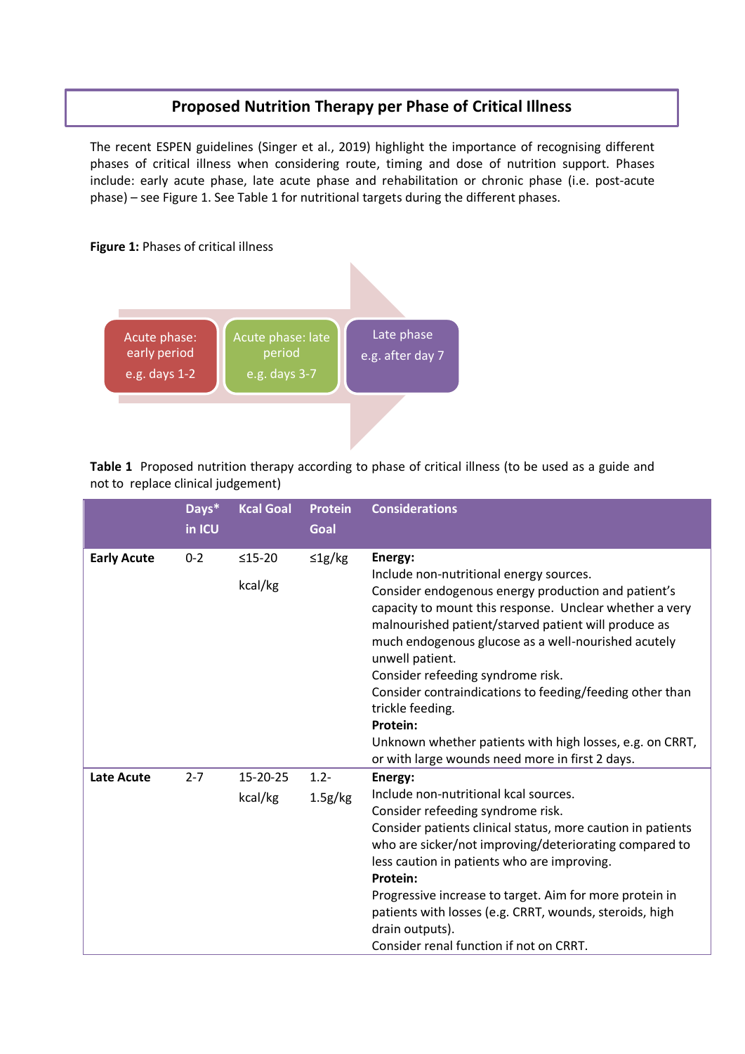# Proposed Nutrition Therapy per Phase of Critical Illness

The recent ESPEN guidelines (Singer et al., 2019) highlight the importance of recognising different phases of critical illness when considering route, timing and dose of nutrition support. Phases include: early acute phase, late acute phase and rehabilitation or chronic phase (i.e. post-acute phase) – see Figure 1. See Table 1 for nutritional targets during the different phases.

**Figure 1:** Phases of critical illness

Acute phase: early period e.g. days 1-2 → Acute phase: late period e.g. days 3-7 → Late phase e.g. after day 7

**Table 1** Proposed nutrition therapy according to phase of critical illness (to be used as a guide and not to replace clinical judgement)

| | Days* in ICU | Kcal Goal | Protein Goal | Considerations |
|---|---|---|---|---|
| **Early Acute** | 0-2 | ≤15-20 kcal/kg | ≤1g/kg | **Energy:**<br>Include non-nutritional energy sources.<br>Consider endogenous energy production and patient's capacity to mount this response. Unclear whether a very malnourished patient/starved patient will produce as much endogenous glucose as a well-nourished acutely unwell patient.<br>Consider refeeding syndrome risk.<br>Consider contraindications to feeding/feeding other than trickle feeding.<br>**Protein:**<br>Unknown whether patients with high losses, e.g. on CRRT, or with large wounds need more in first 2 days. |
| **Late Acute** | 2-7 | 15-20-25 kcal/kg | 1.2-1.5g/kg | **Energy:**<br>Include non-nutritional kcal sources.<br>Consider refeeding syndrome risk.<br>Consider patients clinical status, more caution in patients who are sicker/not improving/deteriorating compared to less caution in patients who are improving.<br>**Protein:**<br>Progressive increase to target. Aim for more protein in patients with losses (e.g. CRRT, wounds, steroids, high drain outputs).<br>Consider renal function if not on CRRT. |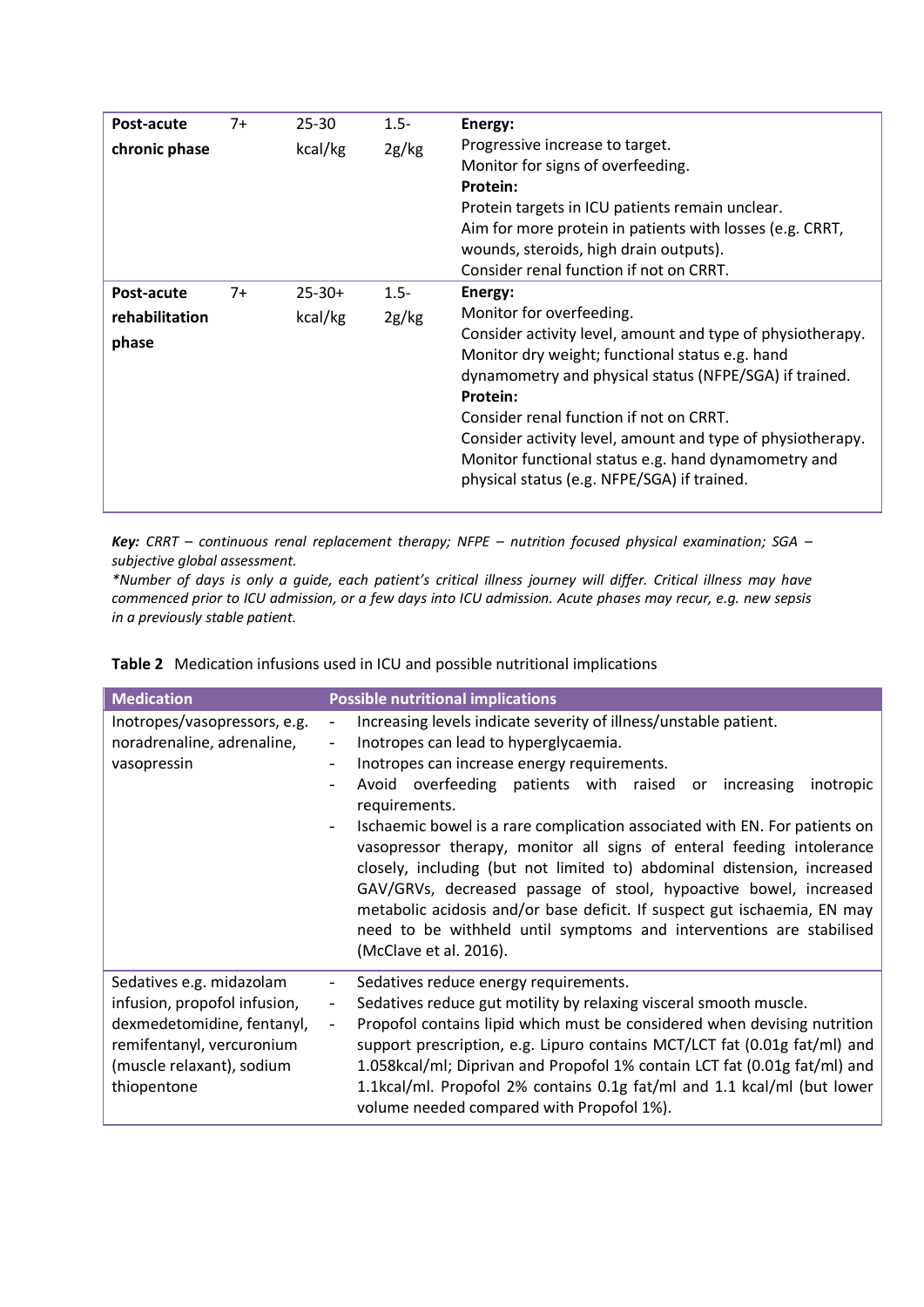| Post-acute chronic phase | 7+ | 25-30 kcal/kg | 1.5-2g/kg | **Energy:**<br>Progressive increase to target.<br>Monitor for signs of overfeeding.<br>**Protein:**<br>Protein targets in ICU patients remain unclear.<br>Aim for more protein in patients with losses (e.g. CRRT, wounds, steroids, high drain outputs).<br>Consider renal function if not on CRRT. |
|---|---|---|---|---|
| **Post-acute rehabilitation phase** | 7+ | 25-30+ kcal/kg | 1.5-2g/kg | **Energy:**<br>Monitor for overfeeding.<br>Consider activity level, amount and type of physiotherapy.<br>Monitor dry weight; functional status e.g. hand dynamometry and physical status (NFPE/SGA) if trained.<br>**Protein:**<br>Consider renal function if not on CRRT.<br>Consider activity level, amount and type of physiotherapy.<br>Monitor functional status e.g. hand dynamometry and physical status (e.g. NFPE/SGA) if trained. |

***Key:*** *CRRT – continuous renal replacement therapy; NFPE – nutrition focused physical examination; SGA – subjective global assessment.*

**Number of days is only a guide, each patient's critical illness journey will differ. Critical illness may have commenced prior to ICU admission, or a few days into ICU admission. Acute phases may recur, e.g. new sepsis in a previously stable patient.*

**Table 2** Medication infusions used in ICU and possible nutritional implications

| Medication | Possible nutritional implications |
|---|---|
| Inotropes/vasopressors, e.g. noradrenaline, adrenaline, vasopressin | - Increasing levels indicate severity of illness/unstable patient.<br>- Inotropes can lead to hyperglycaemia.<br>- Inotropes can increase energy requirements.<br>- Avoid overfeeding patients with raised or increasing inotropic requirements.<br>- Ischaemic bowel is a rare complication associated with EN. For patients on vasopressor therapy, monitor all signs of enteral feeding intolerance closely, including (but not limited to) abdominal distension, increased GAV/GRVs, decreased passage of stool, hypoactive bowel, increased metabolic acidosis and/or base deficit. If suspect gut ischaemia, EN may need to be withheld until symptoms and interventions are stabilised (McClave et al. 2016). |
| Sedatives e.g. midazolam infusion, propofol infusion, dexmedetomidine, fentanyl, remifentanyl, vercuronium (muscle relaxant), sodium thiopentone | - Sedatives reduce energy requirements.<br>- Sedatives reduce gut motility by relaxing visceral smooth muscle.<br>- Propofol contains lipid which must be considered when devising nutrition support prescription, e.g. Lipuro contains MCT/LCT fat (0.01g fat/ml) and 1.058kcal/ml; Diprivan and Propofol 1% contain LCT fat (0.01g fat/ml) and 1.1kcal/ml. Propofol 2% contains 0.1g fat/ml and 1.1 kcal/ml (but lower volume needed compared with Propofol 1%). |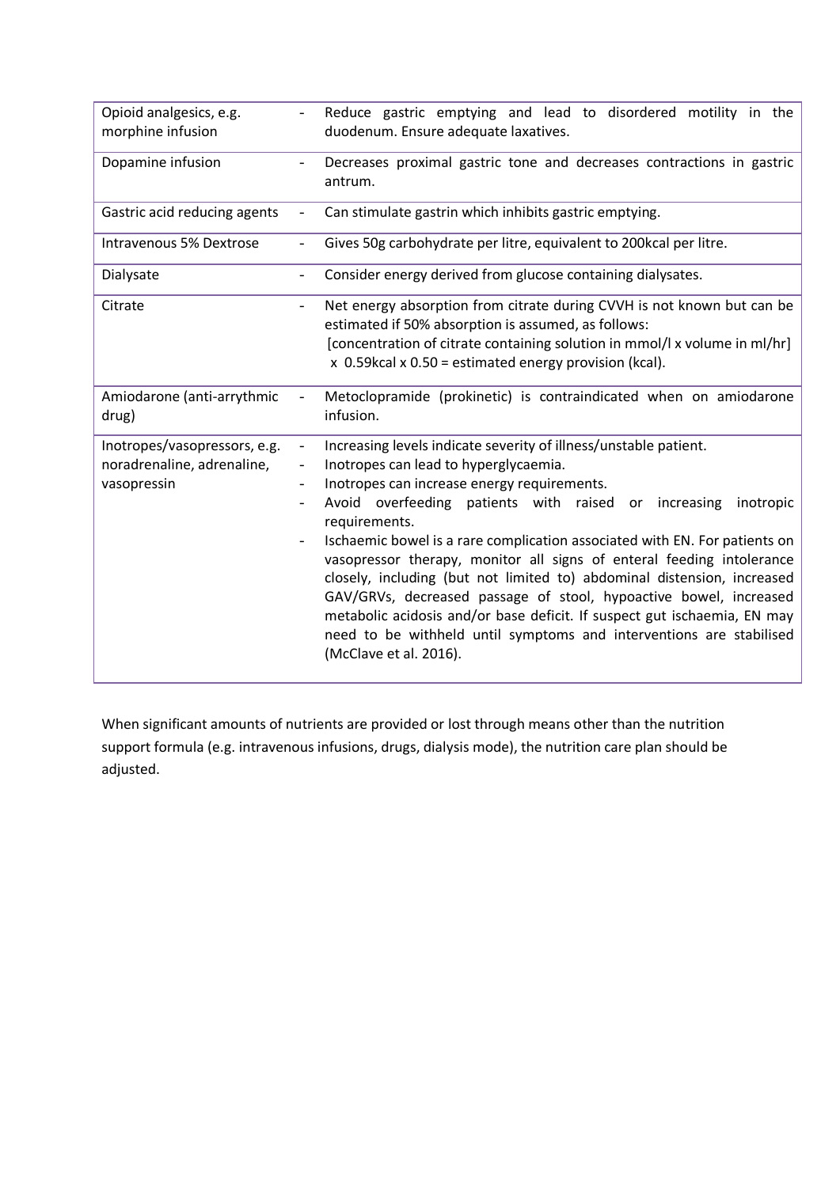| | |
|---|---|
| Opioid analgesics, e.g. morphine infusion | - Reduce gastric emptying and lead to disordered motility in the duodenum. Ensure adequate laxatives. |
| Dopamine infusion | - Decreases proximal gastric tone and decreases contractions in gastric antrum. |
| Gastric acid reducing agents | - Can stimulate gastrin which inhibits gastric emptying. |
| Intravenous 5% Dextrose | - Gives 50g carbohydrate per litre, equivalent to 200kcal per litre. |
| Dialysate | - Consider energy derived from glucose containing dialysates. |
| Citrate | - Net energy absorption from citrate during CVVH is not known but can be estimated if 50% absorption is assumed, as follows: [concentration of citrate containing solution in mmol/l x volume in ml/hr] x 0.59kcal x 0.50 = estimated energy provision (kcal). |
| Amiodarone (anti-arrythmic drug) | - Metoclopramide (prokinetic) is contraindicated when on amiodarone infusion. |
| Inotropes/vasopressors, e.g. noradrenaline, adrenaline, vasopressin | - Increasing levels indicate severity of illness/unstable patient.<br>- Inotropes can lead to hyperglycaemia.<br>- Inotropes can increase energy requirements.<br>- Avoid overfeeding patients with raised or increasing inotropic requirements.<br>- Ischaemic bowel is a rare complication associated with EN. For patients on vasopressor therapy, monitor all signs of enteral feeding intolerance closely, including (but not limited to) abdominal distension, increased GAV/GRVs, decreased passage of stool, hypoactive bowel, increased metabolic acidosis and/or base deficit. If suspect gut ischaemia, EN may need to be withheld until symptoms and interventions are stabilised (McClave et al. 2016). |

When significant amounts of nutrients are provided or lost through means other than the nutrition support formula (e.g. intravenous infusions, drugs, dialysis mode), the nutrition care plan should be adjusted.